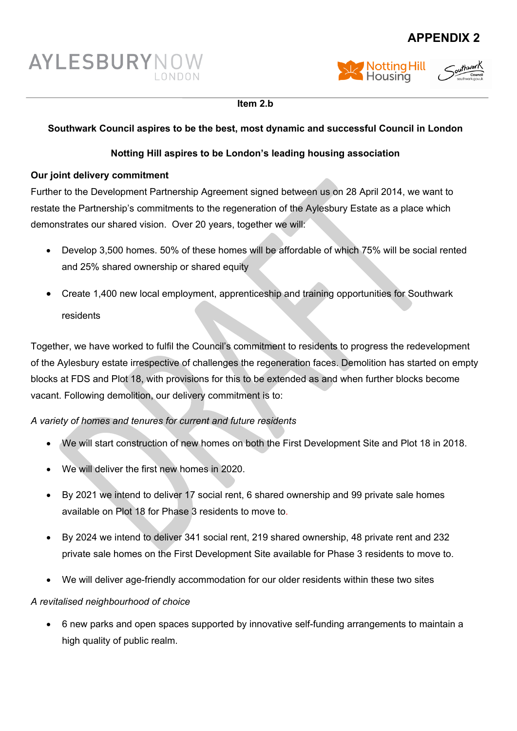**APPENDIX 2**

AYLESBURYNOW LONDON

**Item 2.b**

**Southwark Council aspires to be the best, most dynamic and successful Council in London**

**Notting Hill aspires to be London's leading housing association**

**Our joint delivery commitment**

Further to the Development Partnership Agreement signed between us on 28 April 2014, we want to restate the Partnership's commitments to the regeneration of the Aylesbury Estate as a place which demonstrates our shared vision. Over 20 years, together we will:

- Develop 3,500 homes. 50% of these homes will be affordable of which 75% will be social rented and 25% shared ownership or shared equity
- Create 1,400 new local employment, apprenticeship and training opportunities for Southwark residents

Together, we have worked to fulfil the Council's commitment to residents to progress the redevelopment of the Aylesbury estate irrespective of challenges the regeneration faces. Demolition has started on empty blocks at FDS and Plot 18, with provisions for this to be extended as and when further blocks become vacant. Following demolition, our delivery commitment is to:

*A variety of homes and tenures for current and future residents*

- We will start construction of new homes on both the First Development Site and Plot 18 in 2018.
- We will deliver the first new homes in 2020.
- By 2021 we intend to deliver 17 social rent, 6 shared ownership and 99 private sale homes available on Plot 18 for Phase 3 residents to move to.
- By 2024 we intend to deliver 341 social rent, 219 shared ownership, 48 private rent and 232 private sale homes on the First Development Site available for Phase 3 residents to move to.
- We will deliver age-friendly accommodation for our older residents within these two sites

*A revitalised neighbourhood of choice*

- 6 new parks and open spaces supported by innovative self-funding arrangements to maintain a high quality of public realm.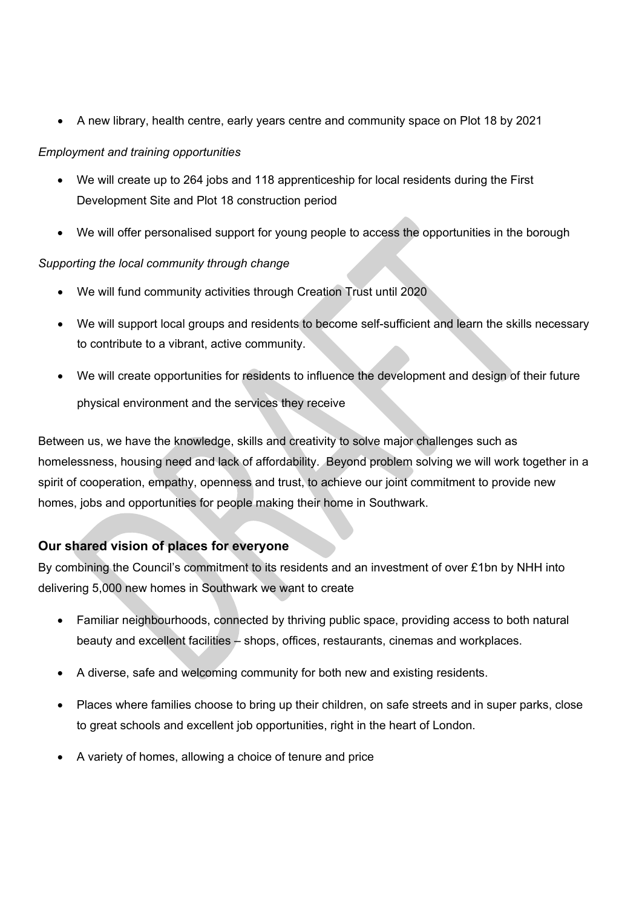- A new library, health centre, early years centre and community space on Plot 18 by 2021

*Employment and training opportunities*

- We will create up to 264 jobs and 118 apprenticeship for local residents during the First Development Site and Plot 18 construction period
- We will offer personalised support for young people to access the opportunities in the borough

*Supporting the local community through change*

- We will fund community activities through Creation Trust until 2020
- We will support local groups and residents to become self-sufficient and learn the skills necessary to contribute to a vibrant, active community.
- We will create opportunities for residents to influence the development and design of their future physical environment and the services they receive

Between us, we have the knowledge, skills and creativity to solve major challenges such as homelessness, housing need and lack of affordability. Beyond problem solving we will work together in a spirit of cooperation, empathy, openness and trust, to achieve our joint commitment to provide new homes, jobs and opportunities for people making their home in Southwark.

### Our shared vision of places for everyone

By combining the Council's commitment to its residents and an investment of over £1bn by NHH into delivering 5,000 new homes in Southwark we want to create

- Familiar neighbourhoods, connected by thriving public space, providing access to both natural beauty and excellent facilities – shops, offices, restaurants, cinemas and workplaces.
- A diverse, safe and welcoming community for both new and existing residents.
- Places where families choose to bring up their children, on safe streets and in super parks, close to great schools and excellent job opportunities, right in the heart of London.
- A variety of homes, allowing a choice of tenure and price